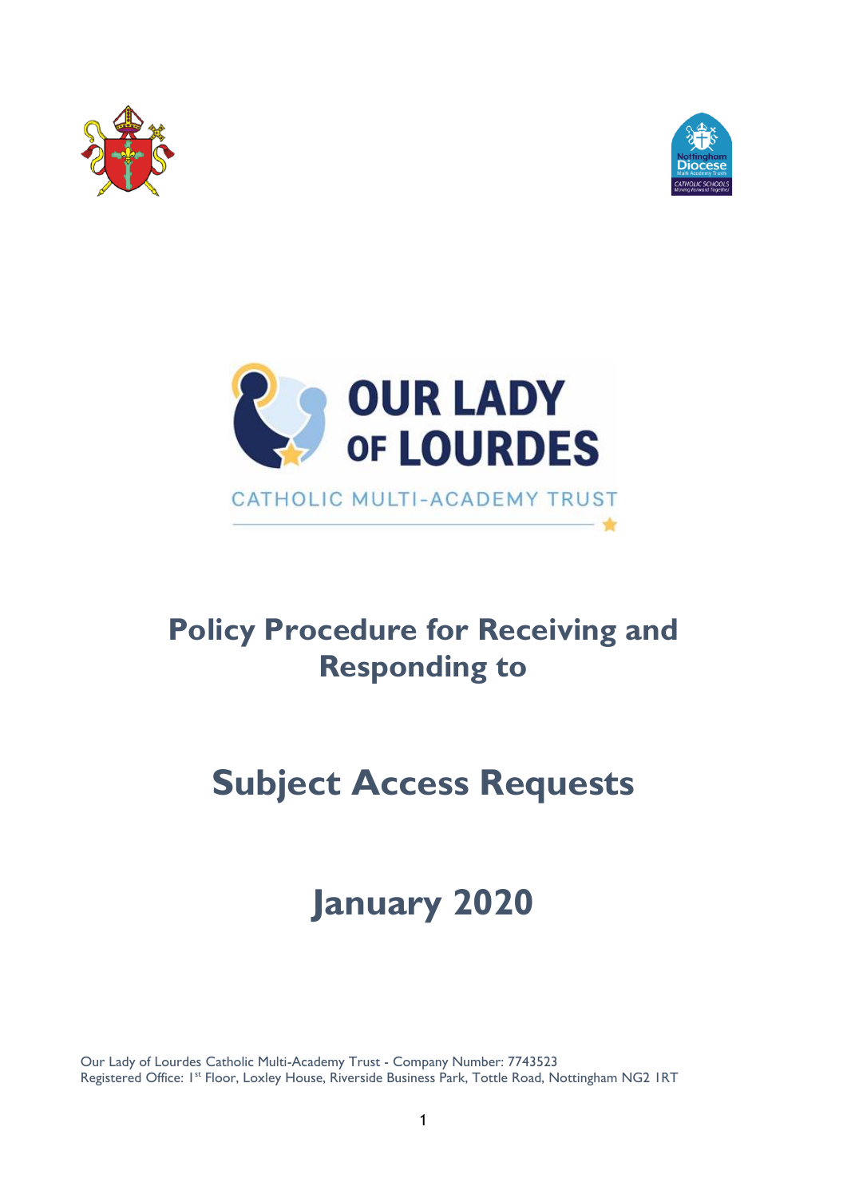OUR LADY OF LOURDES

CATHOLIC MULTI-ACADEMY TRUST

# Policy Procedure for Receiving and Responding to

# Subject Access Requests

# January 2020

Our Lady of Lourdes Catholic Multi-Academy Trust - Company Number: 7743523
Registered Office: 1st Floor, Loxley House, Riverside Business Park, Tottle Road, Nottingham NG2 1RT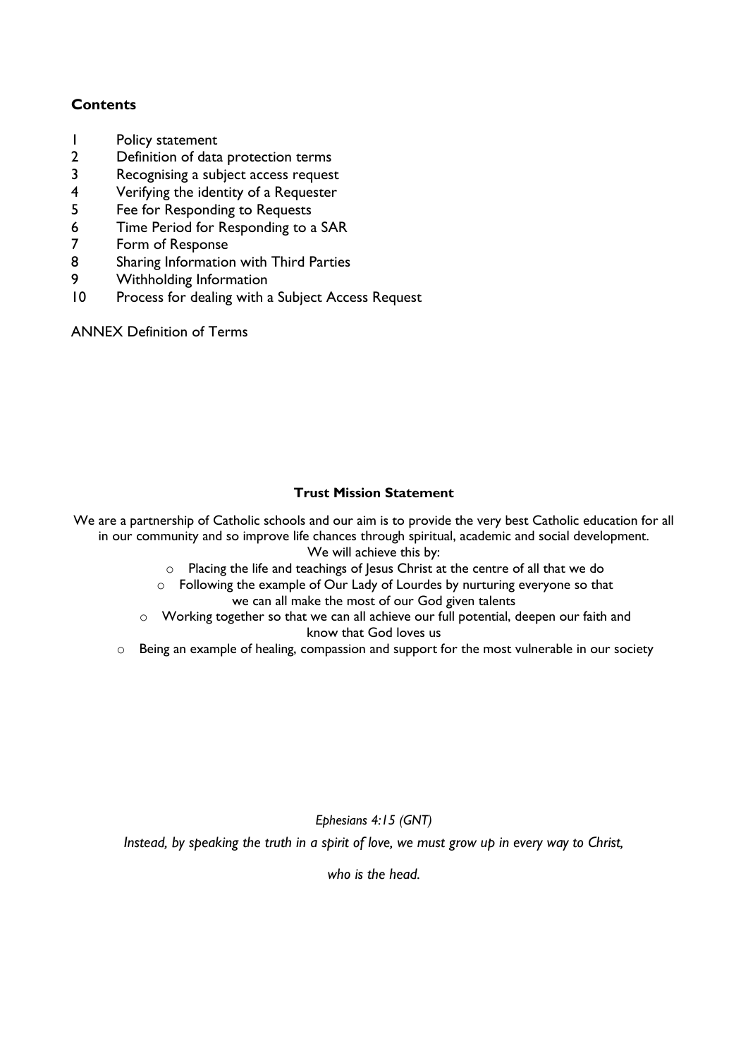## Contents

1 Policy statement
2 Definition of data protection terms
3 Recognising a subject access request
4 Verifying the identity of a Requester
5 Fee for Responding to Requests
6 Time Period for Responding to a SAR
7 Form of Response
8 Sharing Information with Third Parties
9 Withholding Information
10 Process for dealing with a Subject Access Request

ANNEX Definition of Terms

**Trust Mission Statement**

We are a partnership of Catholic schools and our aim is to provide the very best Catholic education for all in our community and so improve life chances through spiritual, academic and social development.
We will achieve this by:

- Placing the life and teachings of Jesus Christ at the centre of all that we do
- Following the example of Our Lady of Lourdes by nurturing everyone so that we can all make the most of our God given talents
- Working together so that we can all achieve our full potential, deepen our faith and know that God loves us
- Being an example of healing, compassion and support for the most vulnerable in our society

*Ephesians 4:15 (GNT)*

*Instead, by speaking the truth in a spirit of love, we must grow up in every way to Christ,*

*who is the head.*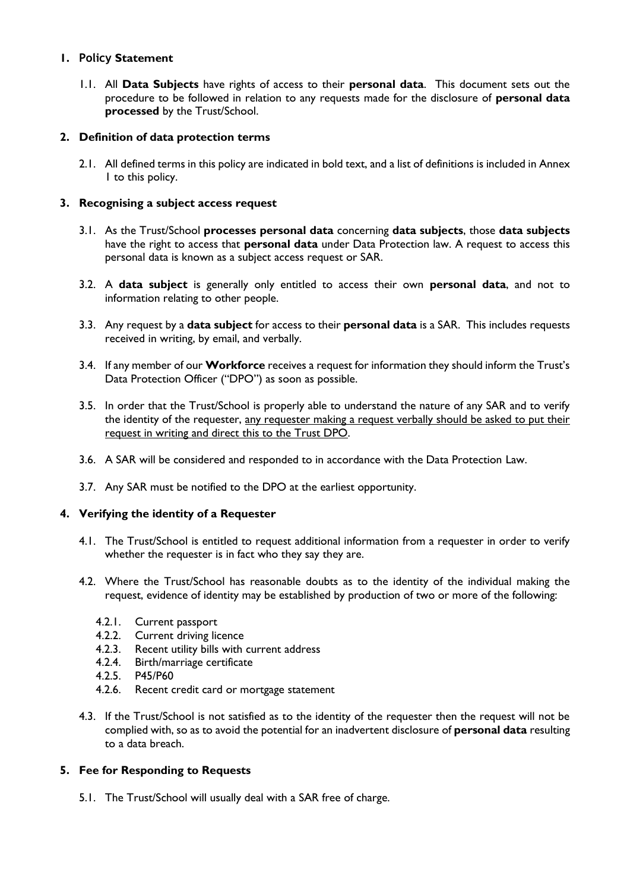## 1. Policy Statement

1.1. All **Data Subjects** have rights of access to their **personal data**. This document sets out the procedure to be followed in relation to any requests made for the disclosure of **personal data processed** by the Trust/School.

## 2. Definition of data protection terms

2.1. All defined terms in this policy are indicated in bold text, and a list of definitions is included in Annex 1 to this policy.

## 3. Recognising a subject access request

3.1. As the Trust/School **processes personal data** concerning **data subjects**, those **data subjects** have the right to access that **personal data** under Data Protection law. A request to access this personal data is known as a subject access request or SAR.

3.2. A **data subject** is generally only entitled to access their own **personal data**, and not to information relating to other people.

3.3. Any request by a **data subject** for access to their **personal data** is a SAR. This includes requests received in writing, by email, and verbally.

3.4. If any member of our **Workforce** receives a request for information they should inform the Trust's Data Protection Officer ("DPO") as soon as possible.

3.5. In order that the Trust/School is properly able to understand the nature of any SAR and to verify the identity of the requester, <u>any requester making a request verbally should be asked to put their request in writing and direct this to the Trust DPO</u>.

3.6. A SAR will be considered and responded to in accordance with the Data Protection Law.

3.7. Any SAR must be notified to the DPO at the earliest opportunity.

## 4. Verifying the identity of a Requester

4.1. The Trust/School is entitled to request additional information from a requester in order to verify whether the requester is in fact who they say they are.

4.2. Where the Trust/School has reasonable doubts as to the identity of the individual making the request, evidence of identity may be established by production of two or more of the following:

- 4.2.1. Current passport
- 4.2.2. Current driving licence
- 4.2.3. Recent utility bills with current address
- 4.2.4. Birth/marriage certificate
- 4.2.5. P45/P60
- 4.2.6. Recent credit card or mortgage statement

4.3. If the Trust/School is not satisfied as to the identity of the requester then the request will not be complied with, so as to avoid the potential for an inadvertent disclosure of **personal data** resulting to a data breach.

## 5. Fee for Responding to Requests

5.1. The Trust/School will usually deal with a SAR free of charge.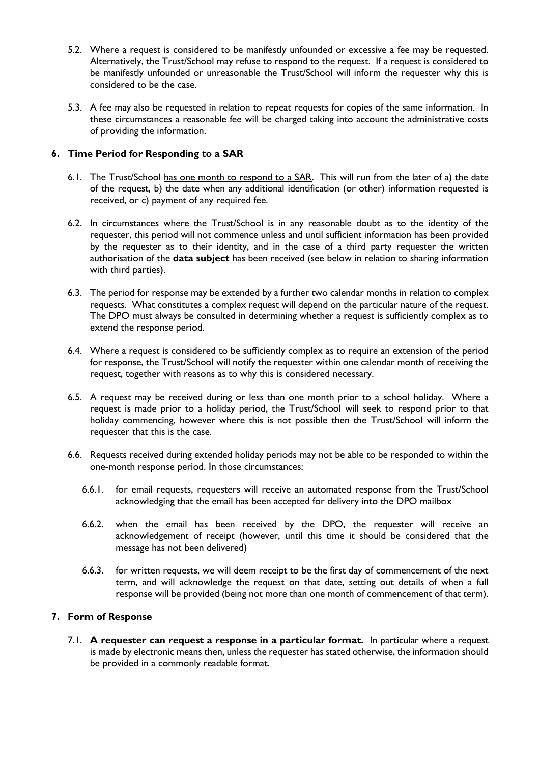5.2. Where a request is considered to be manifestly unfounded or excessive a fee may be requested. Alternatively, the Trust/School may refuse to respond to the request. If a request is considered to be manifestly unfounded or unreasonable the Trust/School will inform the requester why this is considered to be the case.

5.3. A fee may also be requested in relation to repeat requests for copies of the same information. In these circumstances a reasonable fee will be charged taking into account the administrative costs of providing the information.

## 6. Time Period for Responding to a SAR

6.1. The Trust/School <u>has one month to respond to a SAR</u>. This will run from the later of a) the date of the request, b) the date when any additional identification (or other) information requested is received, or c) payment of any required fee.

6.2. In circumstances where the Trust/School is in any reasonable doubt as to the identity of the requester, this period will not commence unless and until sufficient information has been provided by the requester as to their identity, and in the case of a third party requester the written authorisation of the **data subject** has been received (see below in relation to sharing information with third parties).

6.3. The period for response may be extended by a further two calendar months in relation to complex requests. What constitutes a complex request will depend on the particular nature of the request. The DPO must always be consulted in determining whether a request is sufficiently complex as to extend the response period.

6.4. Where a request is considered to be sufficiently complex as to require an extension of the period for response, the Trust/School will notify the requester within one calendar month of receiving the request, together with reasons as to why this is considered necessary.

6.5. A request may be received during or less than one month prior to a school holiday. Where a request is made prior to a holiday period, the Trust/School will seek to respond prior to that holiday commencing, however where this is not possible then the Trust/School will inform the requester that this is the case.

6.6. <u>Requests received during extended holiday periods</u> may not be able to be responded to within the one-month response period. In those circumstances:

6.6.1. for email requests, requesters will receive an automated response from the Trust/School acknowledging that the email has been accepted for delivery into the DPO mailbox

6.6.2. when the email has been received by the DPO, the requester will receive an acknowledgement of receipt (however, until this time it should be considered that the message has not been delivered)

6.6.3. for written requests, we will deem receipt to be the first day of commencement of the next term, and will acknowledge the request on that date, setting out details of when a full response will be provided (being not more than one month of commencement of that term).

## 7. Form of Response

7.1. **A requester can request a response in a particular format.** In particular where a request is made by electronic means then, unless the requester has stated otherwise, the information should be provided in a commonly readable format.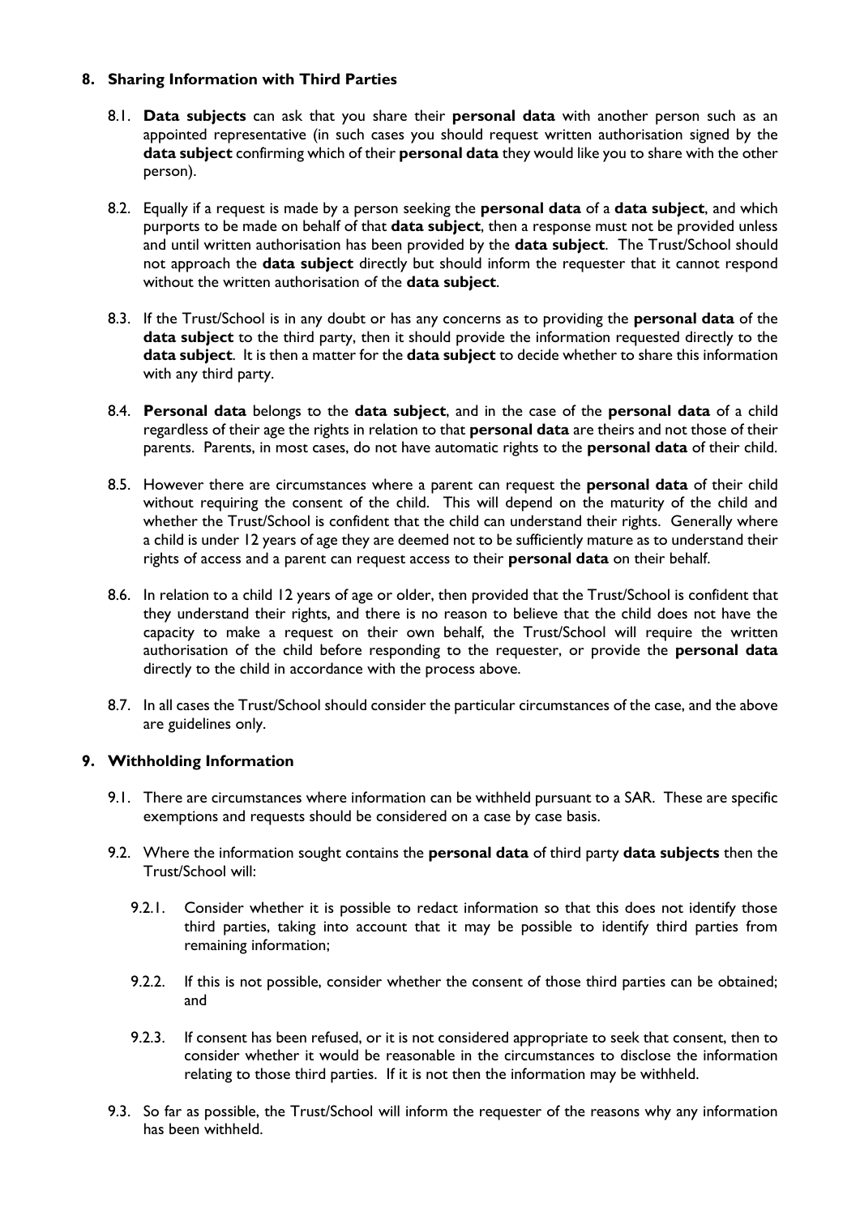## 8. Sharing Information with Third Parties

8.1. **Data subjects** can ask that you share their **personal data** with another person such as an appointed representative (in such cases you should request written authorisation signed by the **data subject** confirming which of their **personal data** they would like you to share with the other person).

8.2. Equally if a request is made by a person seeking the **personal data** of a **data subject**, and which purports to be made on behalf of that **data subject**, then a response must not be provided unless and until written authorisation has been provided by the **data subject**. The Trust/School should not approach the **data subject** directly but should inform the requester that it cannot respond without the written authorisation of the **data subject**.

8.3. If the Trust/School is in any doubt or has any concerns as to providing the **personal data** of the **data subject** to the third party, then it should provide the information requested directly to the **data subject**. It is then a matter for the **data subject** to decide whether to share this information with any third party.

8.4. **Personal data** belongs to the **data subject**, and in the case of the **personal data** of a child regardless of their age the rights in relation to that **personal data** are theirs and not those of their parents. Parents, in most cases, do not have automatic rights to the **personal data** of their child.

8.5. However there are circumstances where a parent can request the **personal data** of their child without requiring the consent of the child. This will depend on the maturity of the child and whether the Trust/School is confident that the child can understand their rights. Generally where a child is under 12 years of age they are deemed not to be sufficiently mature as to understand their rights of access and a parent can request access to their **personal data** on their behalf.

8.6. In relation to a child 12 years of age or older, then provided that the Trust/School is confident that they understand their rights, and there is no reason to believe that the child does not have the capacity to make a request on their own behalf, the Trust/School will require the written authorisation of the child before responding to the requester, or provide the **personal data** directly to the child in accordance with the process above.

8.7. In all cases the Trust/School should consider the particular circumstances of the case, and the above are guidelines only.

## 9. Withholding Information

9.1. There are circumstances where information can be withheld pursuant to a SAR. These are specific exemptions and requests should be considered on a case by case basis.

9.2. Where the information sought contains the **personal data** of third party **data subjects** then the Trust/School will:

9.2.1. Consider whether it is possible to redact information so that this does not identify those third parties, taking into account that it may be possible to identify third parties from remaining information;

9.2.2. If this is not possible, consider whether the consent of those third parties can be obtained; and

9.2.3. If consent has been refused, or it is not considered appropriate to seek that consent, then to consider whether it would be reasonable in the circumstances to disclose the information relating to those third parties. If it is not then the information may be withheld.

9.3. So far as possible, the Trust/School will inform the requester of the reasons why any information has been withheld.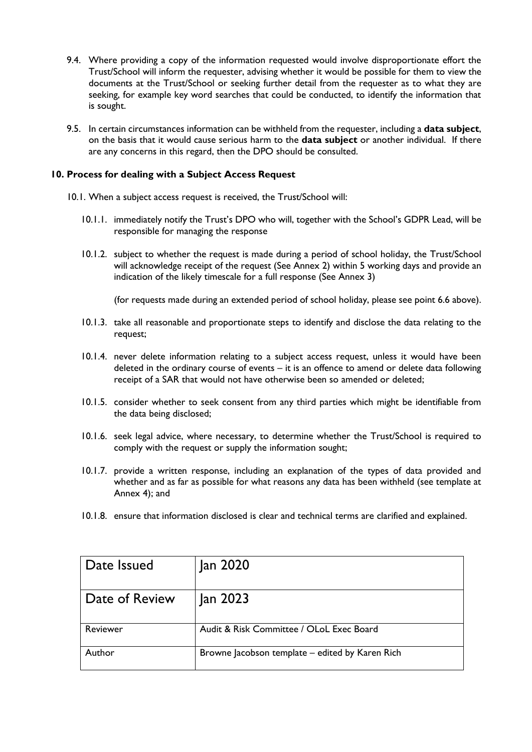9.4. Where providing a copy of the information requested would involve disproportionate effort the Trust/School will inform the requester, advising whether it would be possible for them to view the documents at the Trust/School or seeking further detail from the requester as to what they are seeking, for example key word searches that could be conducted, to identify the information that is sought.

9.5. In certain circumstances information can be withheld from the requester, including a **data subject**, on the basis that it would cause serious harm to the **data subject** or another individual. If there are any concerns in this regard, then the DPO should be consulted.

## 10. Process for dealing with a Subject Access Request

10.1. When a subject access request is received, the Trust/School will:

10.1.1. immediately notify the Trust's DPO who will, together with the School's GDPR Lead, will be responsible for managing the response

10.1.2. subject to whether the request is made during a period of school holiday, the Trust/School will acknowledge receipt of the request (See Annex 2) within 5 working days and provide an indication of the likely timescale for a full response (See Annex 3)

(for requests made during an extended period of school holiday, please see point 6.6 above).

10.1.3. take all reasonable and proportionate steps to identify and disclose the data relating to the request;

10.1.4. never delete information relating to a subject access request, unless it would have been deleted in the ordinary course of events – it is an offence to amend or delete data following receipt of a SAR that would not have otherwise been so amended or deleted;

10.1.5. consider whether to seek consent from any third parties which might be identifiable from the data being disclosed;

10.1.6. seek legal advice, where necessary, to determine whether the Trust/School is required to comply with the request or supply the information sought;

10.1.7. provide a written response, including an explanation of the types of data provided and whether and as far as possible for what reasons any data has been withheld (see template at Annex 4); and

10.1.8. ensure that information disclosed is clear and technical terms are clarified and explained.

| Date Issued | Jan 2020 |
|---|---|
| Date of Review | Jan 2023 |
| Reviewer | Audit & Risk Committee / OLoL Exec Board |
| Author | Browne Jacobson template – edited by Karen Rich |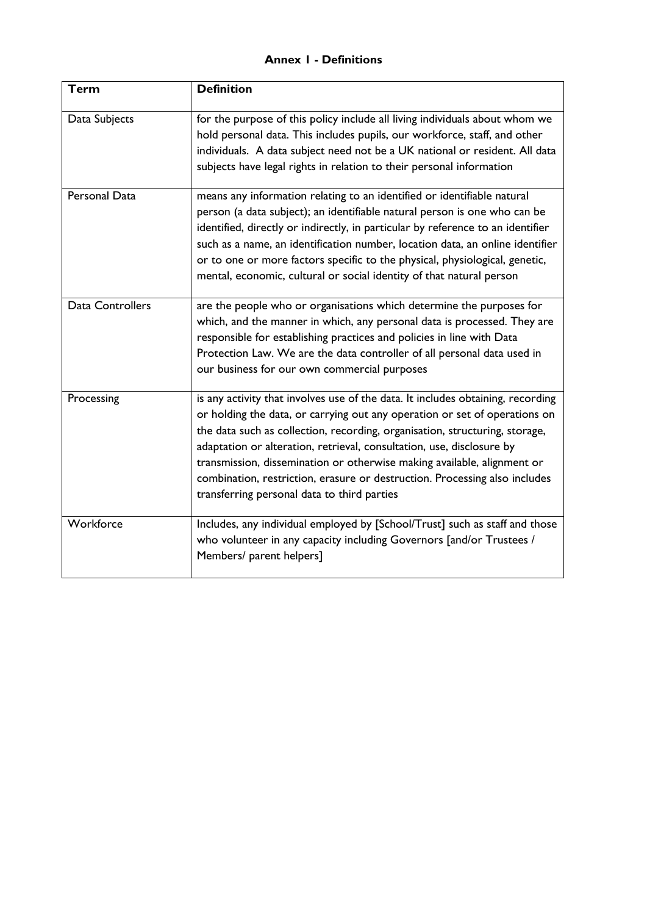**Annex 1 - Definitions**

| Term | Definition |
|---|---|
| Data Subjects | for the purpose of this policy include all living individuals about whom we hold personal data. This includes pupils, our workforce, staff, and other individuals. A data subject need not be a UK national or resident. All data subjects have legal rights in relation to their personal information |
| Personal Data | means any information relating to an identified or identifiable natural person (a data subject); an identifiable natural person is one who can be identified, directly or indirectly, in particular by reference to an identifier such as a name, an identification number, location data, an online identifier or to one or more factors specific to the physical, physiological, genetic, mental, economic, cultural or social identity of that natural person |
| Data Controllers | are the people who or organisations which determine the purposes for which, and the manner in which, any personal data is processed. They are responsible for establishing practices and policies in line with Data Protection Law. We are the data controller of all personal data used in our business for our own commercial purposes |
| Processing | is any activity that involves use of the data. It includes obtaining, recording or holding the data, or carrying out any operation or set of operations on the data such as collection, recording, organisation, structuring, storage, adaptation or alteration, retrieval, consultation, use, disclosure by transmission, dissemination or otherwise making available, alignment or combination, restriction, erasure or destruction. Processing also includes transferring personal data to third parties |
| Workforce | Includes, any individual employed by [School/Trust] such as staff and those who volunteer in any capacity including Governors [and/or Trustees / Members/ parent helpers] |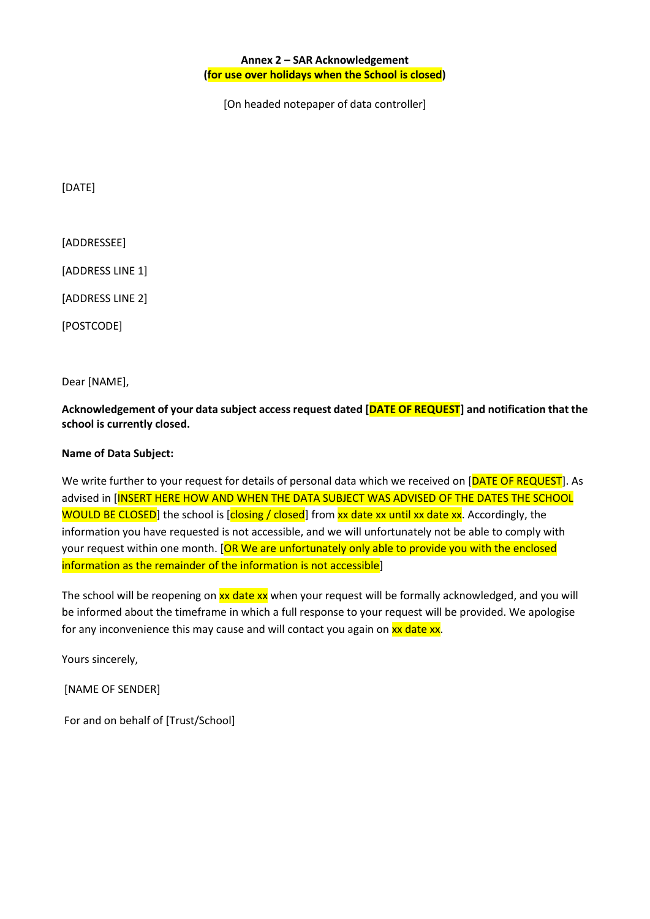**Annex 2 – SAR Acknowledgement**
**(for use over holidays when the School is closed)**

[On headed notepaper of data controller]

[DATE]

[ADDRESSEE]

[ADDRESS LINE 1]

[ADDRESS LINE 2]

[POSTCODE]

Dear [NAME],

**Acknowledgement of your data subject access request dated [DATE OF REQUEST] and notification that the school is currently closed.**

**Name of Data Subject:**

We write further to your request for details of personal data which we received on [DATE OF REQUEST]. As advised in [INSERT HERE HOW AND WHEN THE DATA SUBJECT WAS ADVISED OF THE DATES THE SCHOOL WOULD BE CLOSED] the school is [closing / closed] from xx date xx until xx date xx. Accordingly, the information you have requested is not accessible, and we will unfortunately not be able to comply with your request within one month. [OR We are unfortunately only able to provide you with the enclosed information as the remainder of the information is not accessible]

The school will be reopening on xx date xx when your request will be formally acknowledged, and you will be informed about the timeframe in which a full response to your request will be provided. We apologise for any inconvenience this may cause and will contact you again on xx date xx.

Yours sincerely,

[NAME OF SENDER]

For and on behalf of [Trust/School]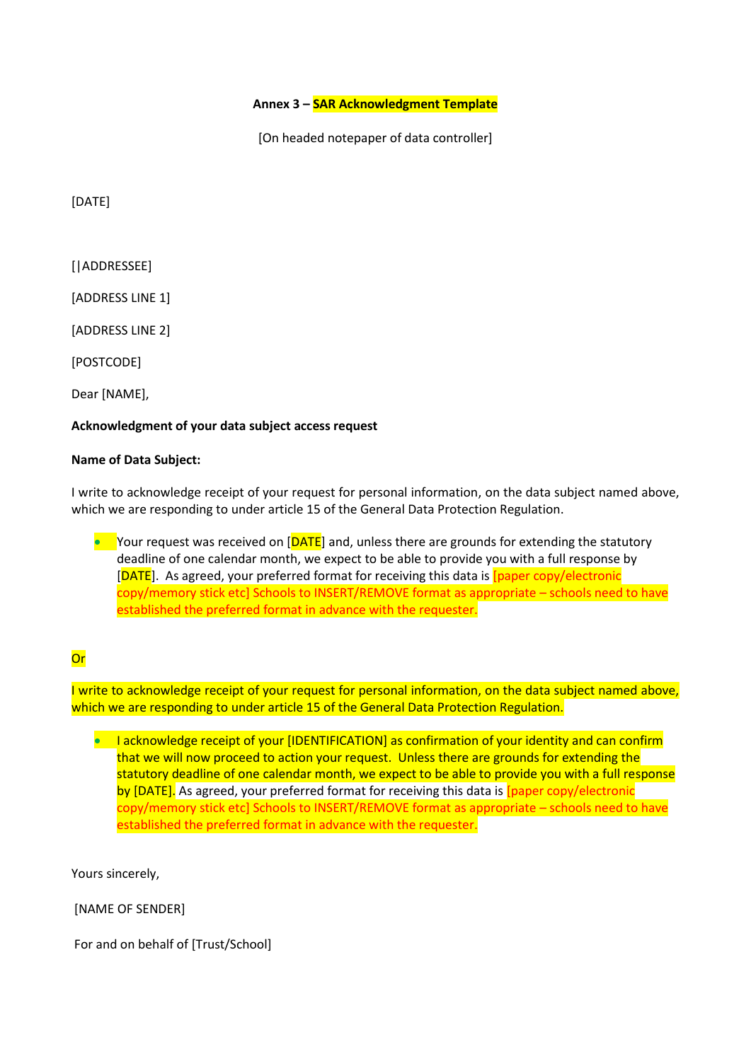**Annex 3 – SAR Acknowledgment Template**

[On headed notepaper of data controller]

[DATE]

[|ADDRESSEE]

[ADDRESS LINE 1]

[ADDRESS LINE 2]

[POSTCODE]

Dear [NAME],

**Acknowledgment of your data subject access request**

**Name of Data Subject:**

I write to acknowledge receipt of your request for personal information, on the data subject named above, which we are responding to under article 15 of the General Data Protection Regulation.

- Your request was received on [DATE] and, unless there are grounds for extending the statutory deadline of one calendar month, we expect to be able to provide you with a full response by [DATE]. As agreed, your preferred format for receiving this data is [paper copy/electronic copy/memory stick etc] Schools to INSERT/REMOVE format as appropriate – schools need to have established the preferred format in advance with the requester.

Or

I write to acknowledge receipt of your request for personal information, on the data subject named above, which we are responding to under article 15 of the General Data Protection Regulation.

- I acknowledge receipt of your [IDENTIFICATION] as confirmation of your identity and can confirm that we will now proceed to action your request. Unless there are grounds for extending the statutory deadline of one calendar month, we expect to be able to provide you with a full response by [DATE]. As agreed, your preferred format for receiving this data is [paper copy/electronic copy/memory stick etc] Schools to INSERT/REMOVE format as appropriate – schools need to have established the preferred format in advance with the requester.

Yours sincerely,

[NAME OF SENDER]

For and on behalf of [Trust/School]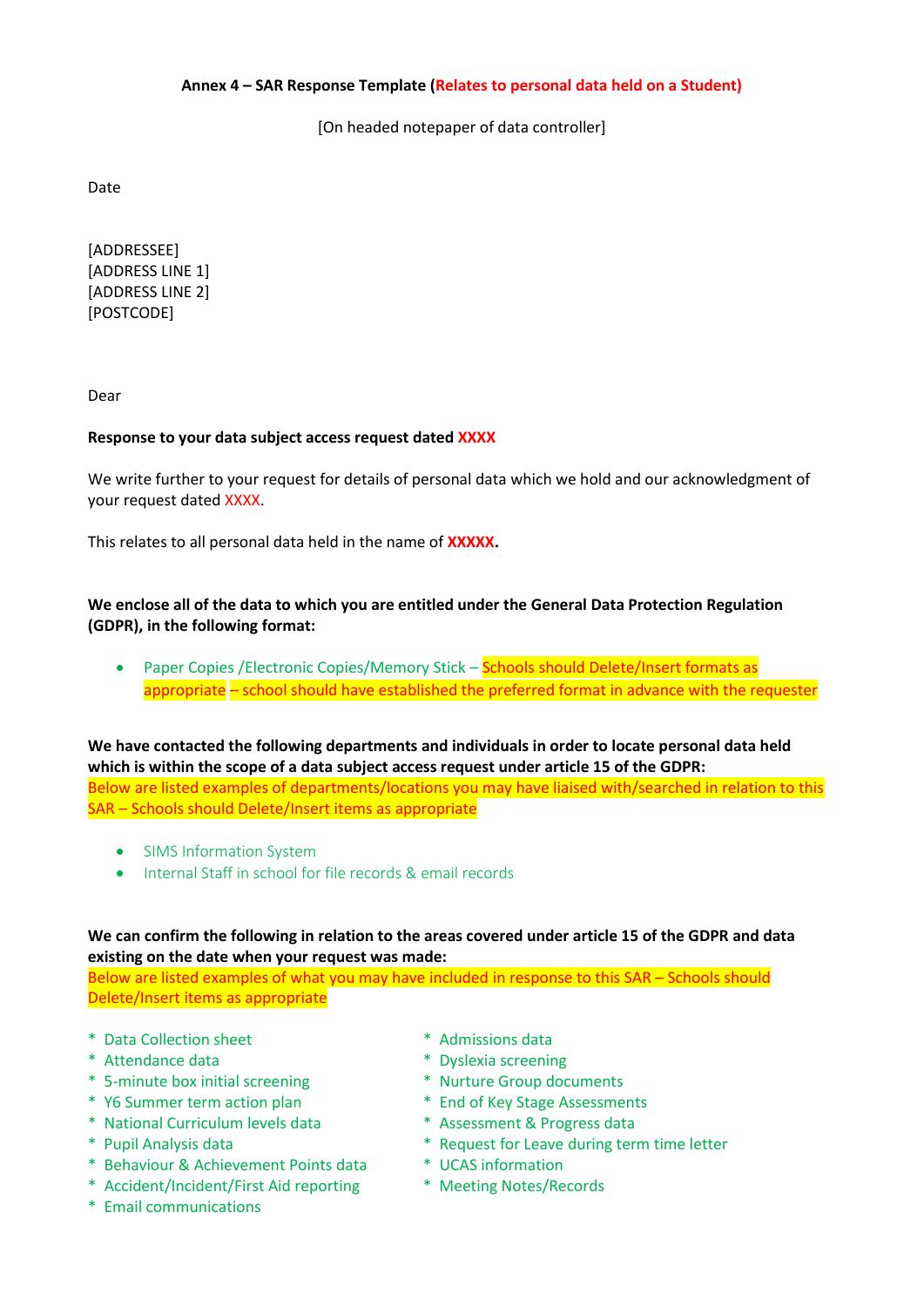**Annex 4 – SAR Response Template (Relates to personal data held on a Student)**

[On headed notepaper of data controller]

Date

[ADDRESSEE]
[ADDRESS LINE 1]
[ADDRESS LINE 2]
[POSTCODE]

Dear

**Response to your data subject access request dated XXXX**

We write further to your request for details of personal data which we hold and our acknowledgment of your request dated XXXX.

This relates to all personal data held in the name of **XXXXX.**

**We enclose all of the data to which you are entitled under the General Data Protection Regulation (GDPR), in the following format:**

- Paper Copies /Electronic Copies/Memory Stick – Schools should Delete/Insert formats as appropriate – school should have established the preferred format in advance with the requester

**We have contacted the following departments and individuals in order to locate personal data held which is within the scope of a data subject access request under article 15 of the GDPR:**
Below are listed examples of departments/locations you may have liaised with/searched in relation to this SAR – Schools should Delete/Insert items as appropriate

- SIMS Information System
- Internal Staff in school for file records & email records

**We can confirm the following in relation to the areas covered under article 15 of the GDPR and data existing on the date when your request was made:**
Below are listed examples of what you may have included in response to this SAR – Schools should Delete/Insert items as appropriate

* Data Collection sheet
* Attendance data
* 5-minute box initial screening
* Y6 Summer term action plan
* National Curriculum levels data
* Pupil Analysis data
* Behaviour & Achievement Points data
* Accident/Incident/First Aid reporting
* Email communications
* Admissions data
* Dyslexia screening
* Nurture Group documents
* End of Key Stage Assessments
* Assessment & Progress data
* Request for Leave during term time letter
* UCAS information
* Meeting Notes/Records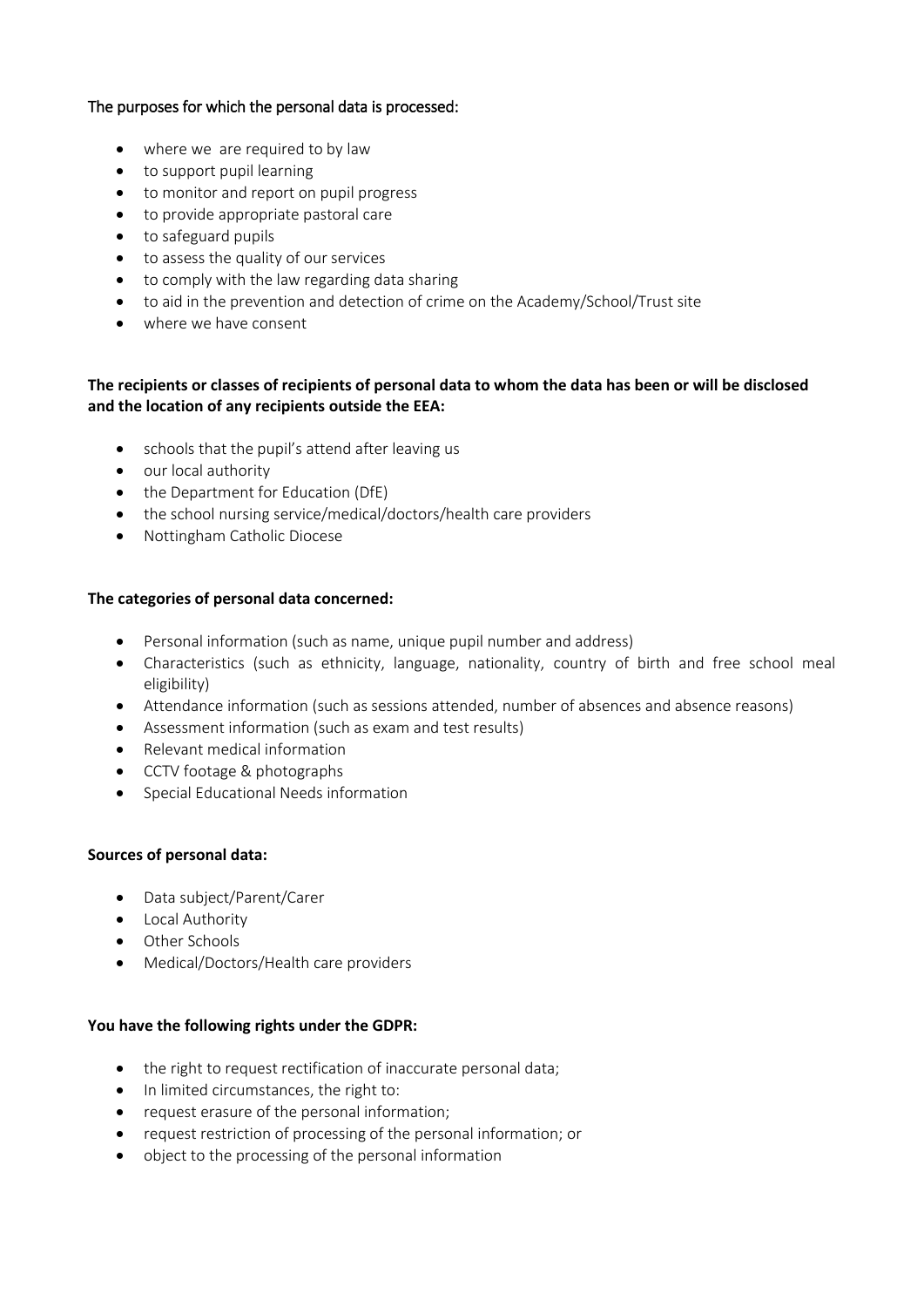The purposes for which the personal data is processed:

- where we are required to by law
- to support pupil learning
- to monitor and report on pupil progress
- to provide appropriate pastoral care
- to safeguard pupils
- to assess the quality of our services
- to comply with the law regarding data sharing
- to aid in the prevention and detection of crime on the Academy/School/Trust site
- where we have consent

**The recipients or classes of recipients of personal data to whom the data has been or will be disclosed and the location of any recipients outside the EEA:**

- schools that the pupil's attend after leaving us
- our local authority
- the Department for Education (DfE)
- the school nursing service/medical/doctors/health care providers
- Nottingham Catholic Diocese

**The categories of personal data concerned:**

- Personal information (such as name, unique pupil number and address)
- Characteristics (such as ethnicity, language, nationality, country of birth and free school meal eligibility)
- Attendance information (such as sessions attended, number of absences and absence reasons)
- Assessment information (such as exam and test results)
- Relevant medical information
- CCTV footage & photographs
- Special Educational Needs information

**Sources of personal data:**

- Data subject/Parent/Carer
- Local Authority
- Other Schools
- Medical/Doctors/Health care providers

**You have the following rights under the GDPR:**

- the right to request rectification of inaccurate personal data;
- In limited circumstances, the right to:
- request erasure of the personal information;
- request restriction of processing of the personal information; or
- object to the processing of the personal information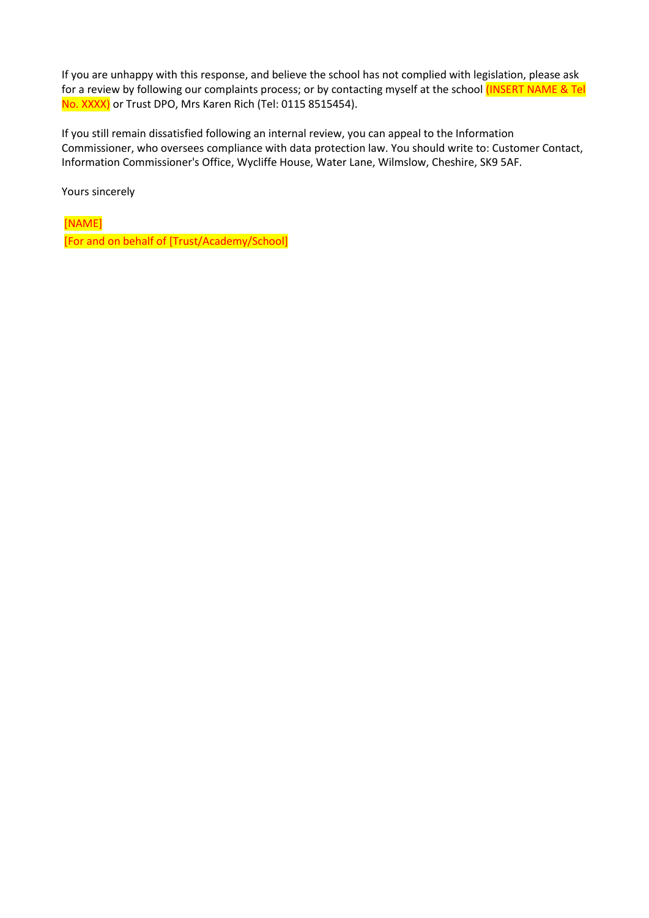If you are unhappy with this response, and believe the school has not complied with legislation, please ask for a review by following our complaints process; or by contacting myself at the school (INSERT NAME & Tel No. XXXX) or Trust DPO, Mrs Karen Rich (Tel: 0115 8515454).

If you still remain dissatisfied following an internal review, you can appeal to the Information Commissioner, who oversees compliance with data protection law. You should write to: Customer Contact, Information Commissioner's Office, Wycliffe House, Water Lane, Wilmslow, Cheshire, SK9 5AF.

Yours sincerely

[NAME]
[For and on behalf of [Trust/Academy/School]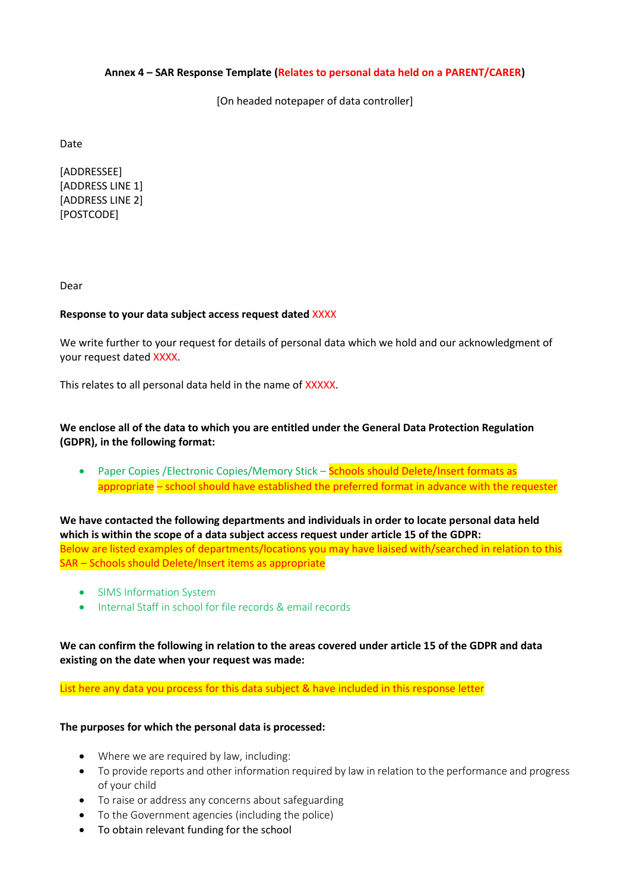**Annex 4 – SAR Response Template (Relates to personal data held on a PARENT/CARER)**

[On headed notepaper of data controller]

Date

[ADDRESSEE]
[ADDRESS LINE 1]
[ADDRESS LINE 2]
[POSTCODE]

Dear

**Response to your data subject access request dated XXXX**

We write further to your request for details of personal data which we hold and our acknowledgment of your request dated XXXX.

This relates to all personal data held in the name of XXXXX.

**We enclose all of the data to which you are entitled under the General Data Protection Regulation (GDPR), in the following format:**

- Paper Copies /Electronic Copies/Memory Stick – Schools should Delete/Insert formats as appropriate – school should have established the preferred format in advance with the requester

**We have contacted the following departments and individuals in order to locate personal data held which is within the scope of a data subject access request under article 15 of the GDPR:**
Below are listed examples of departments/locations you may have liaised with/searched in relation to this SAR – Schools should Delete/Insert items as appropriate

- SIMS Information System
- Internal Staff in school for file records & email records

**We can confirm the following in relation to the areas covered under article 15 of the GDPR and data existing on the date when your request was made:**

List here any data you process for this data subject & have included in this response letter

**The purposes for which the personal data is processed:**

- Where we are required by law, including:
- To provide reports and other information required by law in relation to the performance and progress of your child
- To raise or address any concerns about safeguarding
- To the Government agencies (including the police)
- To obtain relevant funding for the school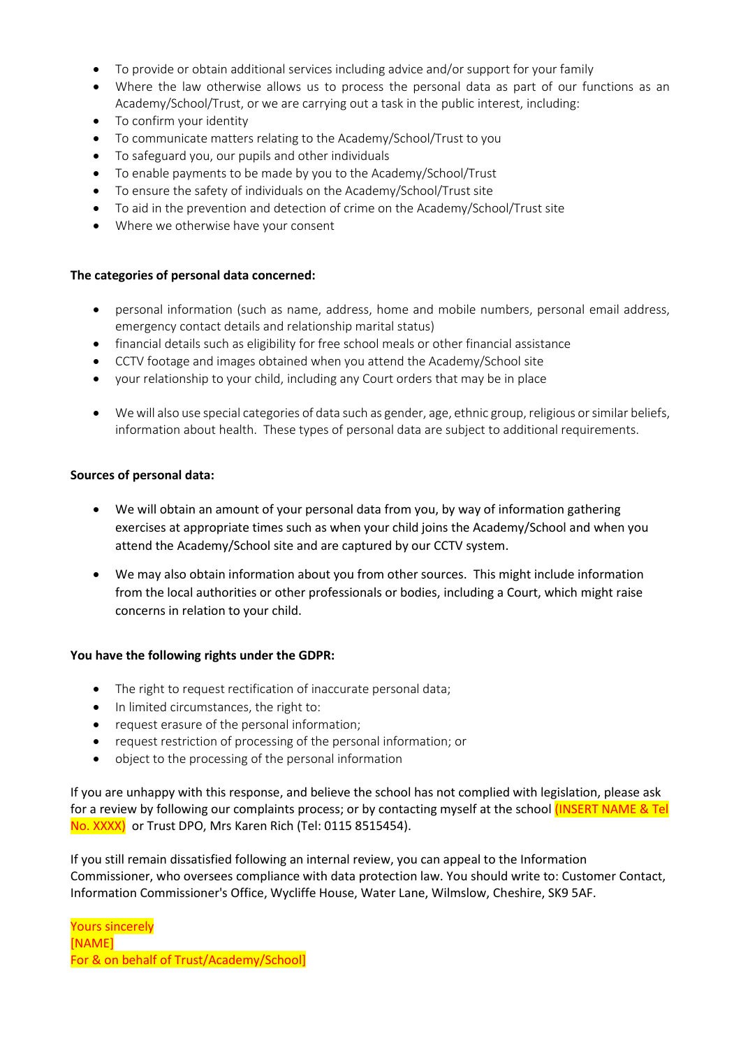- To provide or obtain additional services including advice and/or support for your family
- Where the law otherwise allows us to process the personal data as part of our functions as an Academy/School/Trust, or we are carrying out a task in the public interest, including:
- To confirm your identity
- To communicate matters relating to the Academy/School/Trust to you
- To safeguard you, our pupils and other individuals
- To enable payments to be made by you to the Academy/School/Trust
- To ensure the safety of individuals on the Academy/School/Trust site
- To aid in the prevention and detection of crime on the Academy/School/Trust site
- Where we otherwise have your consent

**The categories of personal data concerned:**

- personal information (such as name, address, home and mobile numbers, personal email address, emergency contact details and relationship marital status)
- financial details such as eligibility for free school meals or other financial assistance
- CCTV footage and images obtained when you attend the Academy/School site
- your relationship to your child, including any Court orders that may be in place
- We will also use special categories of data such as gender, age, ethnic group, religious or similar beliefs, information about health. These types of personal data are subject to additional requirements.

**Sources of personal data:**

- We will obtain an amount of your personal data from you, by way of information gathering exercises at appropriate times such as when your child joins the Academy/School and when you attend the Academy/School site and are captured by our CCTV system.
- We may also obtain information about you from other sources. This might include information from the local authorities or other professionals or bodies, including a Court, which might raise concerns in relation to your child.

**You have the following rights under the GDPR:**

- The right to request rectification of inaccurate personal data;
- In limited circumstances, the right to:
- request erasure of the personal information;
- request restriction of processing of the personal information; or
- object to the processing of the personal information

If you are unhappy with this response, and believe the school has not complied with legislation, please ask for a review by following our complaints process; or by contacting myself at the school (INSERT NAME & Tel No. XXXX) or Trust DPO, Mrs Karen Rich (Tel: 0115 8515454).

If you still remain dissatisfied following an internal review, you can appeal to the Information Commissioner, who oversees compliance with data protection law. You should write to: Customer Contact, Information Commissioner's Office, Wycliffe House, Water Lane, Wilmslow, Cheshire, SK9 5AF.

Yours sincerely
[NAME]
For & on behalf of Trust/Academy/School]